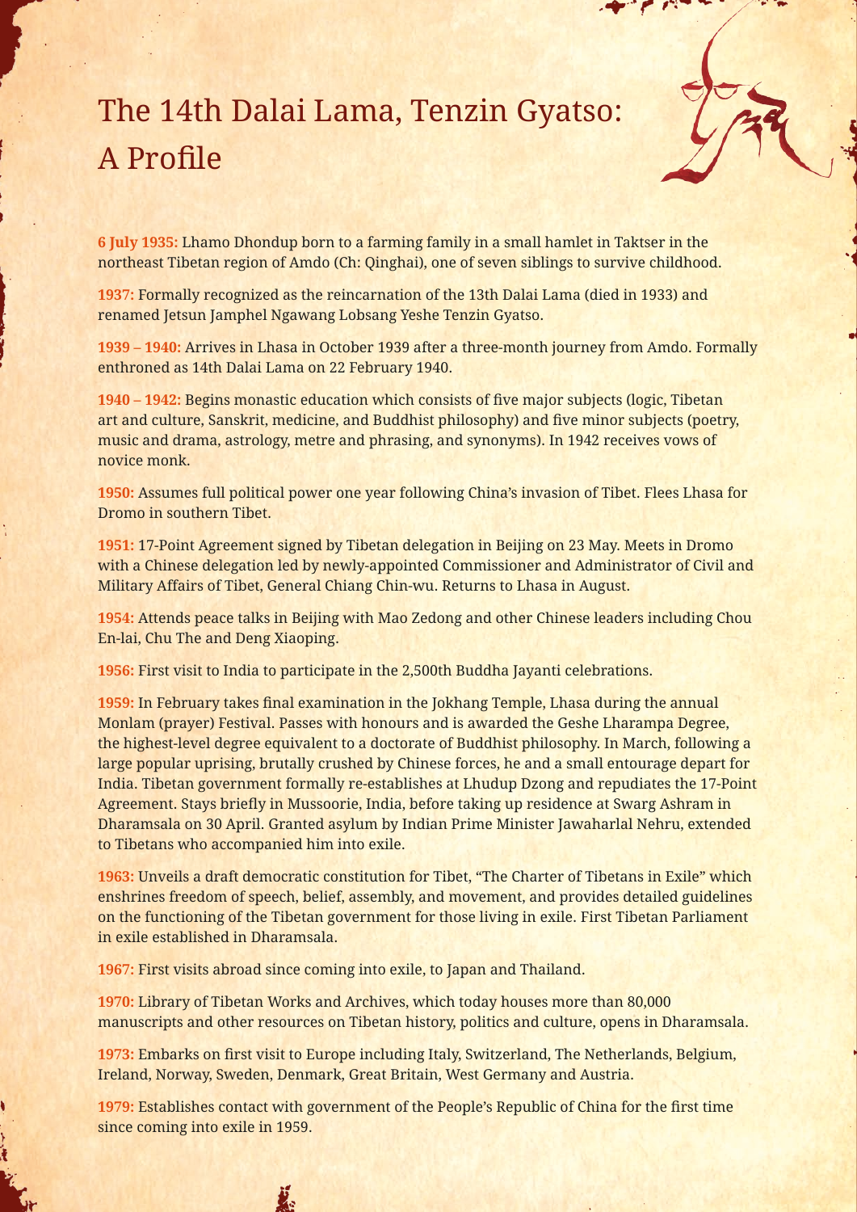# The 14th Dalai Lama, Tenzin Gyatso: A Profile

**6 July 1935:** Lhamo Dhondup born to a farming family in a small hamlet in Taktser in the northeast Tibetan region of Amdo (Ch: Qinghai), one of seven siblings to survive childhood.

**1937:** Formally recognized as the reincarnation of the 13th Dalai Lama (died in 1933) and renamed Jetsun Jamphel Ngawang Lobsang Yeshe Tenzin Gyatso.

**1939 – 1940:** Arrives in Lhasa in October 1939 after a three-month journey from Amdo. Formally enthroned as 14th Dalai Lama on 22 February 1940.

**1940 – 1942:** Begins monastic education which consists of five major subjects (logic, Tibetan art and culture, Sanskrit, medicine, and Buddhist philosophy) and five minor subjects (poetry, music and drama, astrology, metre and phrasing, and synonyms). In 1942 receives vows of novice monk.

**1950:** Assumes full political power one year following China's invasion of Tibet. Flees Lhasa for Dromo in southern Tibet.

**1951:** 17-Point Agreement signed by Tibetan delegation in Beijing on 23 May. Meets in Dromo with a Chinese delegation led by newly-appointed Commissioner and Administrator of Civil and Military Affairs of Tibet, General Chiang Chin-wu. Returns to Lhasa in August.

**1954:** Attends peace talks in Beijing with Mao Zedong and other Chinese leaders including Chou En-lai, Chu The and Deng Xiaoping.

**1956:** First visit to India to participate in the 2,500th Buddha Jayanti celebrations.

**1959:** In February takes final examination in the Jokhang Temple, Lhasa during the annual Monlam (prayer) Festival. Passes with honours and is awarded the Geshe Lharampa Degree, the highest-level degree equivalent to a doctorate of Buddhist philosophy. In March, following a large popular uprising, brutally crushed by Chinese forces, he and a small entourage depart for India. Tibetan government formally re-establishes at Lhudup Dzong and repudiates the 17-Point Agreement. Stays briefly in Mussoorie, India, before taking up residence at Swarg Ashram in Dharamsala on 30 April. Granted asylum by Indian Prime Minister Jawaharlal Nehru, extended to Tibetans who accompanied him into exile.

**1963:** Unveils a draft democratic constitution for Tibet, "The Charter of Tibetans in Exile" which enshrines freedom of speech, belief, assembly, and movement, and provides detailed guidelines on the functioning of the Tibetan government for those living in exile. First Tibetan Parliament in exile established in Dharamsala.

**1967:** First visits abroad since coming into exile, to Japan and Thailand.

**1970:** Library of Tibetan Works and Archives, which today houses more than 80,000 manuscripts and other resources on Tibetan history, politics and culture, opens in Dharamsala.

**1973:** Embarks on first visit to Europe including Italy, Switzerland, The Netherlands, Belgium, Ireland, Norway, Sweden, Denmark, Great Britain, West Germany and Austria.

**1979:** Establishes contact with government of the People's Republic of China for the first time since coming into exile in 1959.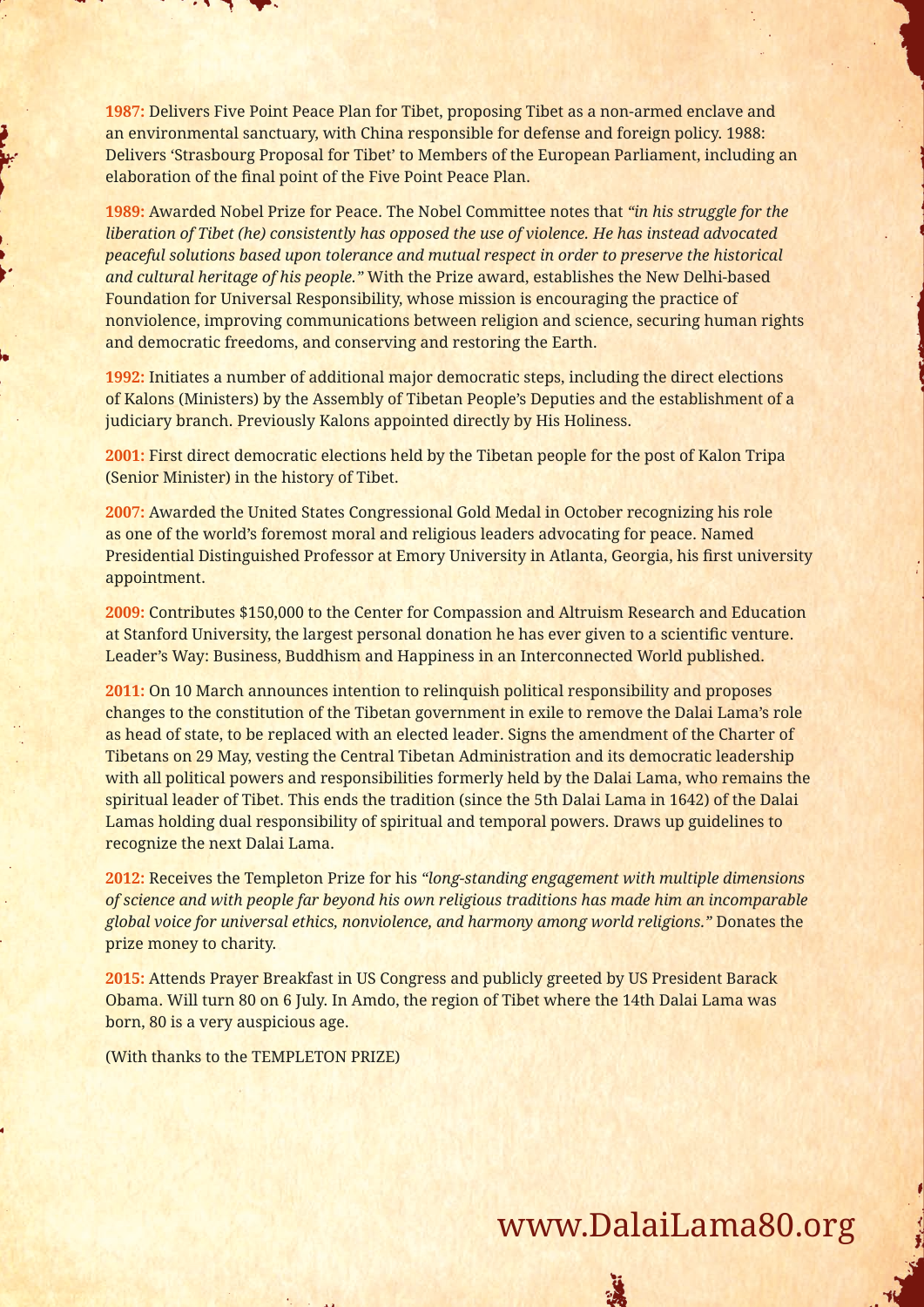**1987:** Delivers Five Point Peace Plan for Tibet, proposing Tibet as a non-armed enclave and an environmental sanctuary, with China responsible for defense and foreign policy. 1988: Delivers 'Strasbourg Proposal for Tibet' to Members of the European Parliament, including an elaboration of the final point of the Five Point Peace Plan.

**1989:** Awarded Nobel Prize for Peace. The Nobel Committee notes that *"in his struggle for the liberation of Tibet (he) consistently has opposed the use of violence. He has instead advocated peaceful solutions based upon tolerance and mutual respect in order to preserve the historical and cultural heritage of his people."* With the Prize award, establishes the New Delhi-based Foundation for Universal Responsibility, whose mission is encouraging the practice of nonviolence, improving communications between religion and science, securing human rights and democratic freedoms, and conserving and restoring the Earth.

**1992:** Initiates a number of additional major democratic steps, including the direct elections of Kalons (Ministers) by the Assembly of Tibetan People's Deputies and the establishment of a judiciary branch. Previously Kalons appointed directly by His Holiness.

**2001:** First direct democratic elections held by the Tibetan people for the post of Kalon Tripa (Senior Minister) in the history of Tibet.

**2007:** Awarded the United States Congressional Gold Medal in October recognizing his role as one of the world's foremost moral and religious leaders advocating for peace. Named Presidential Distinguished Professor at Emory University in Atlanta, Georgia, his first university appointment.

**2009:** Contributes $150,000 to the Center for Compassion and Altruism Research and Education at Stanford University, the largest personal donation he has ever given to a scientific venture. Leader's Way: Business, Buddhism and Happiness in an Interconnected World published.

**2011:** On 10 March announces intention to relinquish political responsibility and proposes changes to the constitution of the Tibetan government in exile to remove the Dalai Lama's role as head of state, to be replaced with an elected leader. Signs the amendment of the Charter of Tibetans on 29 May, vesting the Central Tibetan Administration and its democratic leadership with all political powers and responsibilities formerly held by the Dalai Lama, who remains the spiritual leader of Tibet. This ends the tradition (since the 5th Dalai Lama in 1642) of the Dalai Lamas holding dual responsibility of spiritual and temporal powers. Draws up guidelines to recognize the next Dalai Lama.

**2012:** Receives the Templeton Prize for his *"long-standing engagement with multiple dimensions of science and with people far beyond his own religious traditions has made him an incomparable global voice for universal ethics, nonviolence, and harmony among world religions."* Donates the prize money to charity.

**2015:** Attends Prayer Breakfast in US Congress and publicly greeted by US President Barack Obama. Will turn 80 on 6 July. In Amdo, the region of Tibet where the 14th Dalai Lama was born, 80 is a very auspicious age.

(With thanks to the TEMPLETON PRIZE)

www.DalaiLama80.org